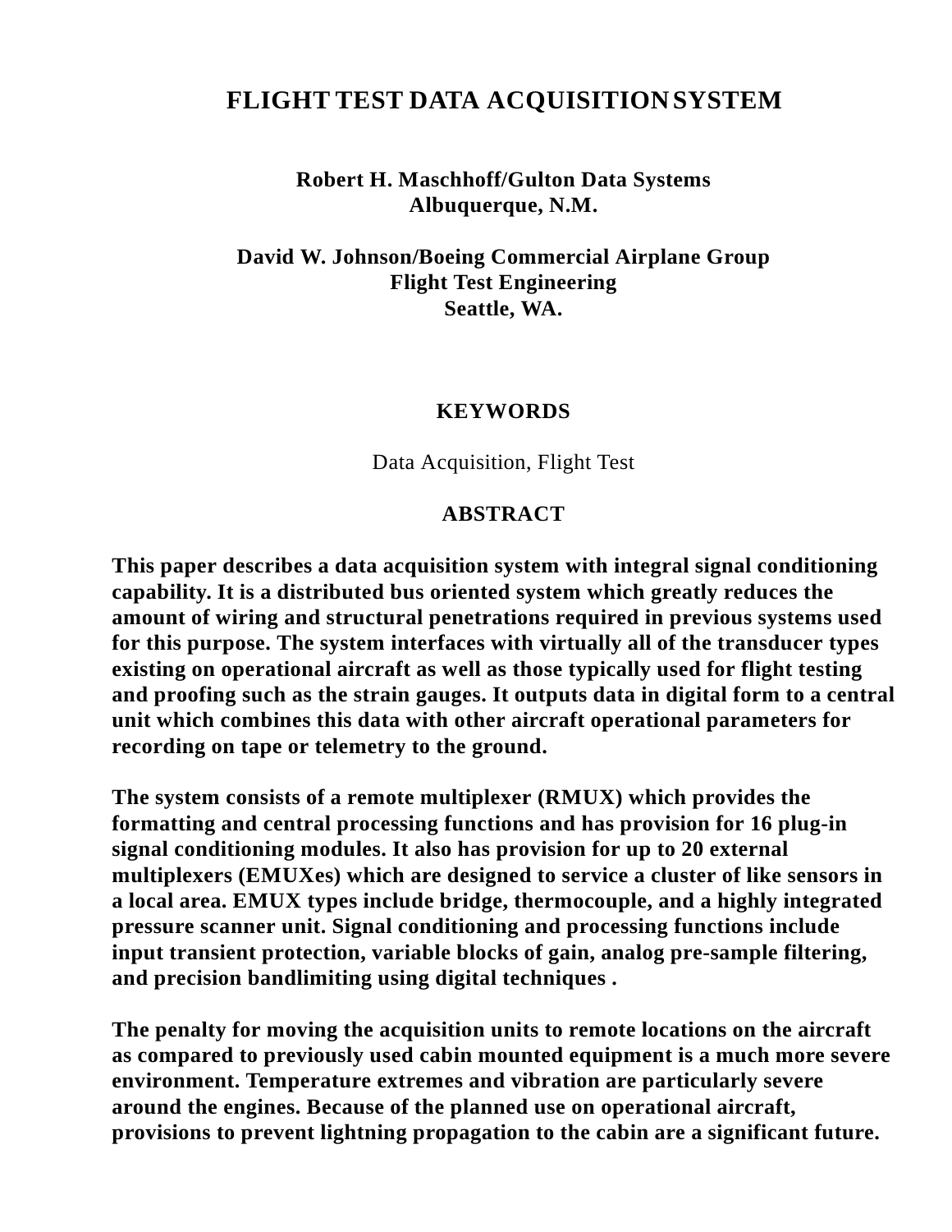# FLIGHT TEST DATA ACQUISITION SYSTEM

**Robert H. Maschhoff/Gulton Data Systems**
**Albuquerque, N.M.**

**David W. Johnson/Boeing Commercial Airplane Group**
**Flight Test Engineering**
**Seattle, WA.**

## KEYWORDS

Data Acquisition, Flight Test

## ABSTRACT

**This paper describes a data acquisition system with integral signal conditioning capability. It is a distributed bus oriented system which greatly reduces the amount of wiring and structural penetrations required in previous systems used for this purpose. The system interfaces with virtually all of the transducer types existing on operational aircraft as well as those typically used for flight testing and proofing such as the strain gauges. It outputs data in digital form to a central unit which combines this data with other aircraft operational parameters for recording on tape or telemetry to the ground.**

**The system consists of a remote multiplexer (RMUX) which provides the formatting and central processing functions and has provision for 16 plug-in signal conditioning modules. It also has provision for up to 20 external multiplexers (EMUXes) which are designed to service a cluster of like sensors in a local area. EMUX types include bridge, thermocouple, and a highly integrated pressure scanner unit. Signal conditioning and processing functions include input transient protection, variable blocks of gain, analog pre-sample filtering, and precision bandlimiting using digital techniques .**

**The penalty for moving the acquisition units to remote locations on the aircraft as compared to previously used cabin mounted equipment is a much more severe environment. Temperature extremes and vibration are particularly severe around the engines. Because of the planned use on operational aircraft, provisions to prevent lightning propagation to the cabin are a significant future.**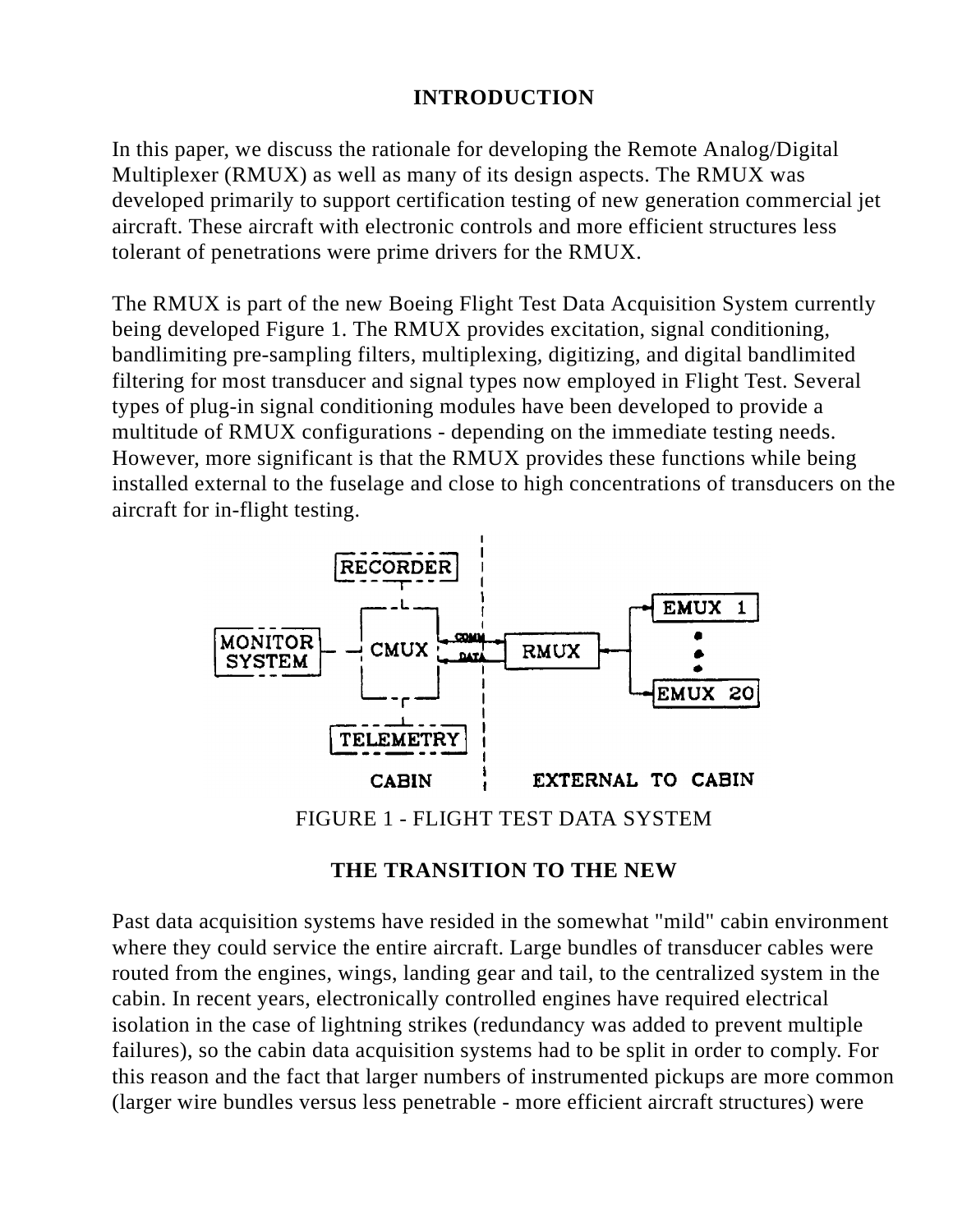## INTRODUCTION

In this paper, we discuss the rationale for developing the Remote Analog/Digital Multiplexer (RMUX) as well as many of its design aspects. The RMUX was developed primarily to support certification testing of new generation commercial jet aircraft. These aircraft with electronic controls and more efficient structures less tolerant of penetrations were prime drivers for the RMUX.

The RMUX is part of the new Boeing Flight Test Data Acquisition System currently being developed Figure 1. The RMUX provides excitation, signal conditioning, bandlimiting pre-sampling filters, multiplexing, digitizing, and digital bandlimited filtering for most transducer and signal types now employed in Flight Test. Several types of plug-in signal conditioning modules have been developed to provide a multitude of RMUX configurations - depending on the immediate testing needs. However, more significant is that the RMUX provides these functions while being installed external to the fuselage and close to high concentrations of transducers on the aircraft for in-flight testing.

FIGURE 1 - FLIGHT TEST DATA SYSTEM

## THE TRANSITION TO THE NEW

Past data acquisition systems have resided in the somewhat "mild" cabin environment where they could service the entire aircraft. Large bundles of transducer cables were routed from the engines, wings, landing gear and tail, to the centralized system in the cabin. In recent years, electronically controlled engines have required electrical isolation in the case of lightning strikes (redundancy was added to prevent multiple failures), so the cabin data acquisition systems had to be split in order to comply. For this reason and the fact that larger numbers of instrumented pickups are more common (larger wire bundles versus less penetrable - more efficient aircraft structures) were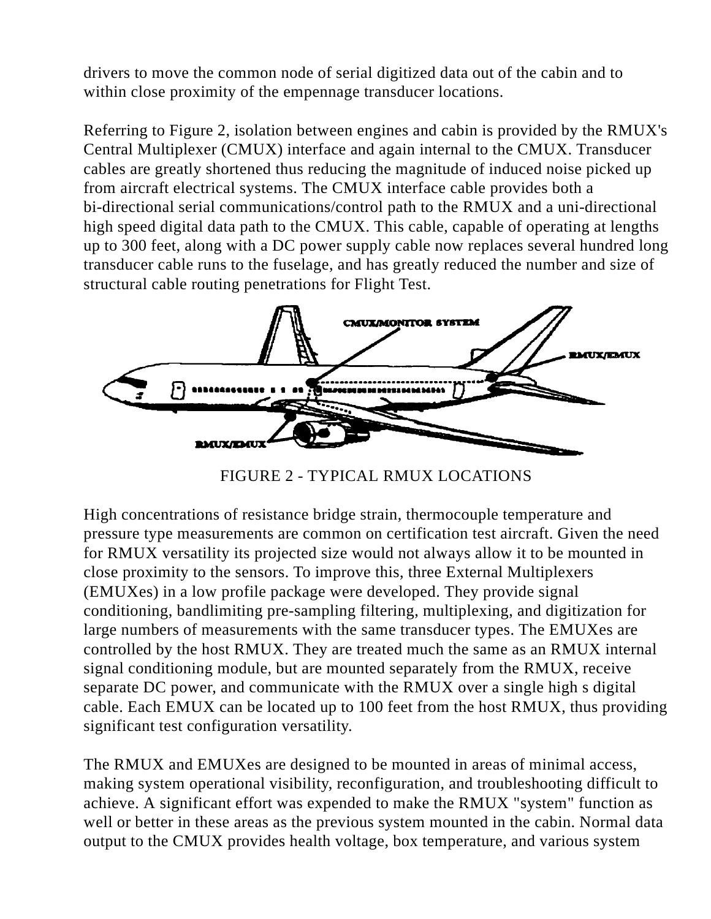drivers to move the common node of serial digitized data out of the cabin and to within close proximity of the empennage transducer locations.

Referring to Figure 2, isolation between engines and cabin is provided by the RMUX's Central Multiplexer (CMUX) interface and again internal to the CMUX. Transducer cables are greatly shortened thus reducing the magnitude of induced noise picked up from aircraft electrical systems. The CMUX interface cable provides both a bi-directional serial communications/control path to the RMUX and a uni-directional high speed digital data path to the CMUX. This cable, capable of operating at lengths up to 300 feet, along with a DC power supply cable now replaces several hundred long transducer cable runs to the fuselage, and has greatly reduced the number and size of structural cable routing penetrations for Flight Test.

FIGURE 2 - TYPICAL RMUX LOCATIONS

High concentrations of resistance bridge strain, thermocouple temperature and pressure type measurements are common on certification test aircraft. Given the need for RMUX versatility its projected size would not always allow it to be mounted in close proximity to the sensors. To improve this, three External Multiplexers (EMUXes) in a low profile package were developed. They provide signal conditioning, bandlimiting pre-sampling filtering, multiplexing, and digitization for large numbers of measurements with the same transducer types. The EMUXes are controlled by the host RMUX. They are treated much the same as an RMUX internal signal conditioning module, but are mounted separately from the RMUX, receive separate DC power, and communicate with the RMUX over a single high s digital cable. Each EMUX can be located up to 100 feet from the host RMUX, thus providing significant test configuration versatility.

The RMUX and EMUXes are designed to be mounted in areas of minimal access, making system operational visibility, reconfiguration, and troubleshooting difficult to achieve. A significant effort was expended to make the RMUX "system" function as well or better in these areas as the previous system mounted in the cabin. Normal data output to the CMUX provides health voltage, box temperature, and various system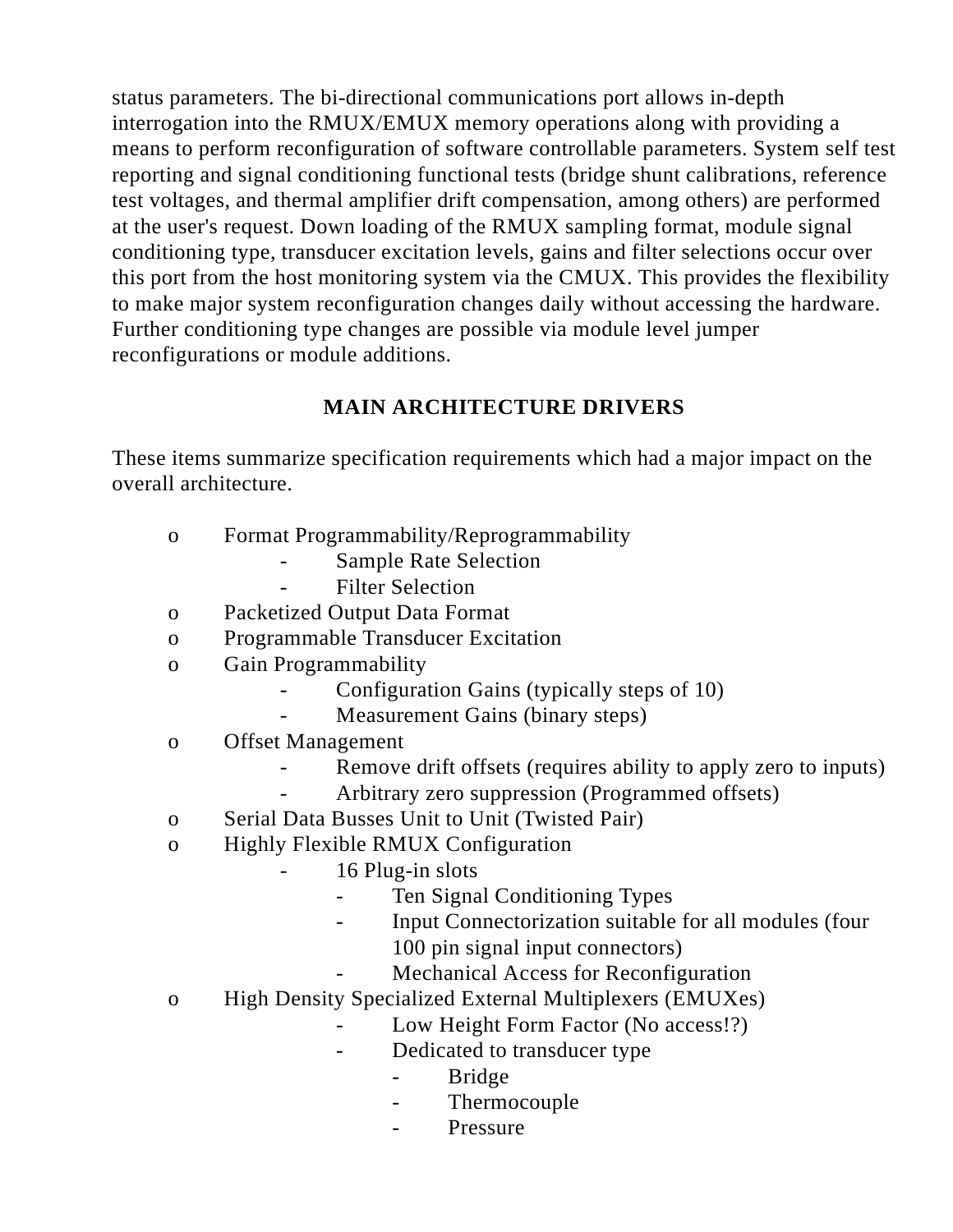status parameters. The bi-directional communications port allows in-depth interrogation into the RMUX/EMUX memory operations along with providing a means to perform reconfiguration of software controllable parameters. System self test reporting and signal conditioning functional tests (bridge shunt calibrations, reference test voltages, and thermal amplifier drift compensation, among others) are performed at the user's request. Down loading of the RMUX sampling format, module signal conditioning type, transducer excitation levels, gains and filter selections occur over this port from the host monitoring system via the CMUX. This provides the flexibility to make major system reconfiguration changes daily without accessing the hardware. Further conditioning type changes are possible via module level jumper reconfigurations or module additions.

## MAIN ARCHITECTURE DRIVERS

These items summarize specification requirements which had a major impact on the overall architecture.

- Format Programmability/Reprogrammability
  - Sample Rate Selection
  - Filter Selection
- Packetized Output Data Format
- Programmable Transducer Excitation
- Gain Programmability
  - Configuration Gains (typically steps of 10)
  - Measurement Gains (binary steps)
- Offset Management
  - Remove drift offsets (requires ability to apply zero to inputs)
  - Arbitrary zero suppression (Programmed offsets)
- Serial Data Busses Unit to Unit (Twisted Pair)
- Highly Flexible RMUX Configuration
  - 16 Plug-in slots
    - Ten Signal Conditioning Types
    - Input Connectorization suitable for all modules (four 100 pin signal input connectors)
    - Mechanical Access for Reconfiguration
- High Density Specialized External Multiplexers (EMUXes)
  - Low Height Form Factor (No access!?)
  - Dedicated to transducer type
    - Bridge
    - Thermocouple
    - Pressure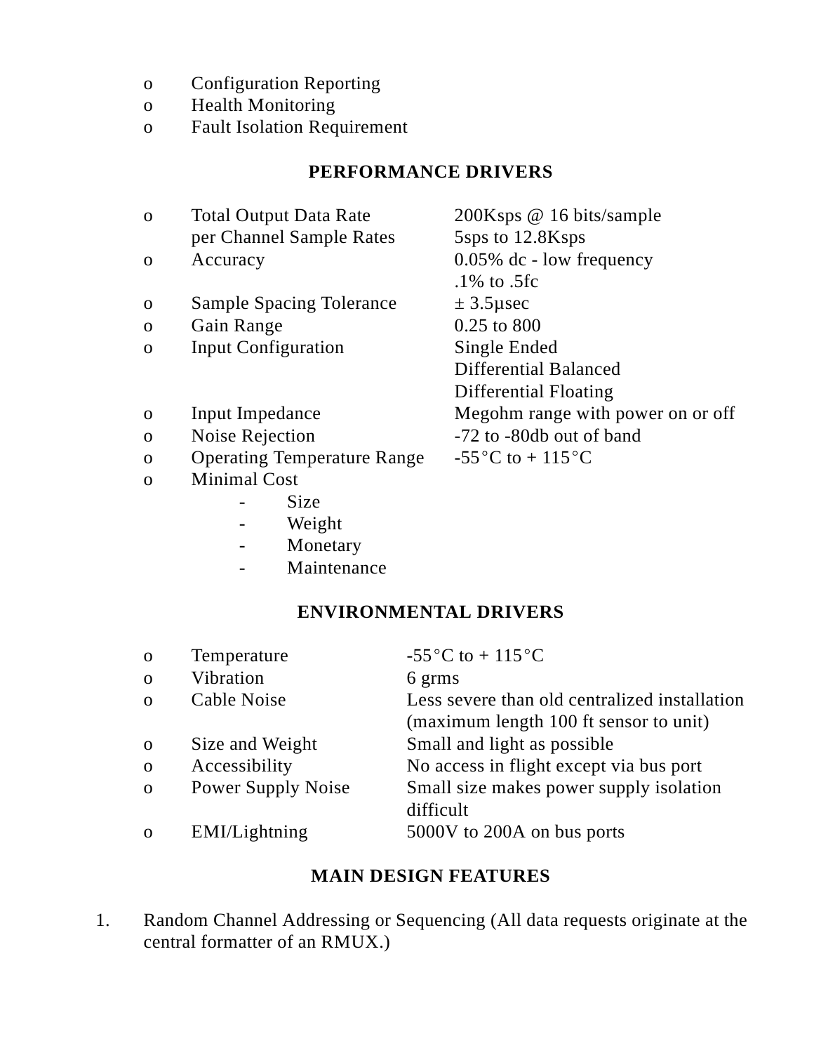- Configuration Reporting
- Health Monitoring
- Fault Isolation Requirement

## PERFORMANCE DRIVERS

| | |
|---|---|
| o Total Output Data Rate | 200Ksps @ 16 bits/sample |
| per Channel Sample Rates | 5sps to 12.8Ksps |
| o Accuracy | 0.05% dc - low frequency<br>.1% to .5fc |
| o Sample Spacing Tolerance | ± 3.5μsec |
| o Gain Range | 0.25 to 800 |
| o Input Configuration | Single Ended<br>Differential Balanced<br>Differential Floating |
| o Input Impedance | Megohm range with power on or off |
| o Noise Rejection | -72 to -80db out of band |
| o Operating Temperature Range | -55°C to + 115°C |
| o Minimal Cost | |

- Size
- Weight
- Monetary
- Maintenance

## ENVIRONMENTAL DRIVERS

| | |
|---|---|
| o Temperature | -55°C to + 115°C |
| o Vibration | 6 grms |
| o Cable Noise | Less severe than old centralized installation (maximum length 100 ft sensor to unit) |
| o Size and Weight | Small and light as possible |
| o Accessibility | No access in flight except via bus port |
| o Power Supply Noise | Small size makes power supply isolation difficult |
| o EMI/Lightning | 5000V to 200A on bus ports |

## MAIN DESIGN FEATURES

1. Random Channel Addressing or Sequencing (All data requests originate at the central formatter of an RMUX.)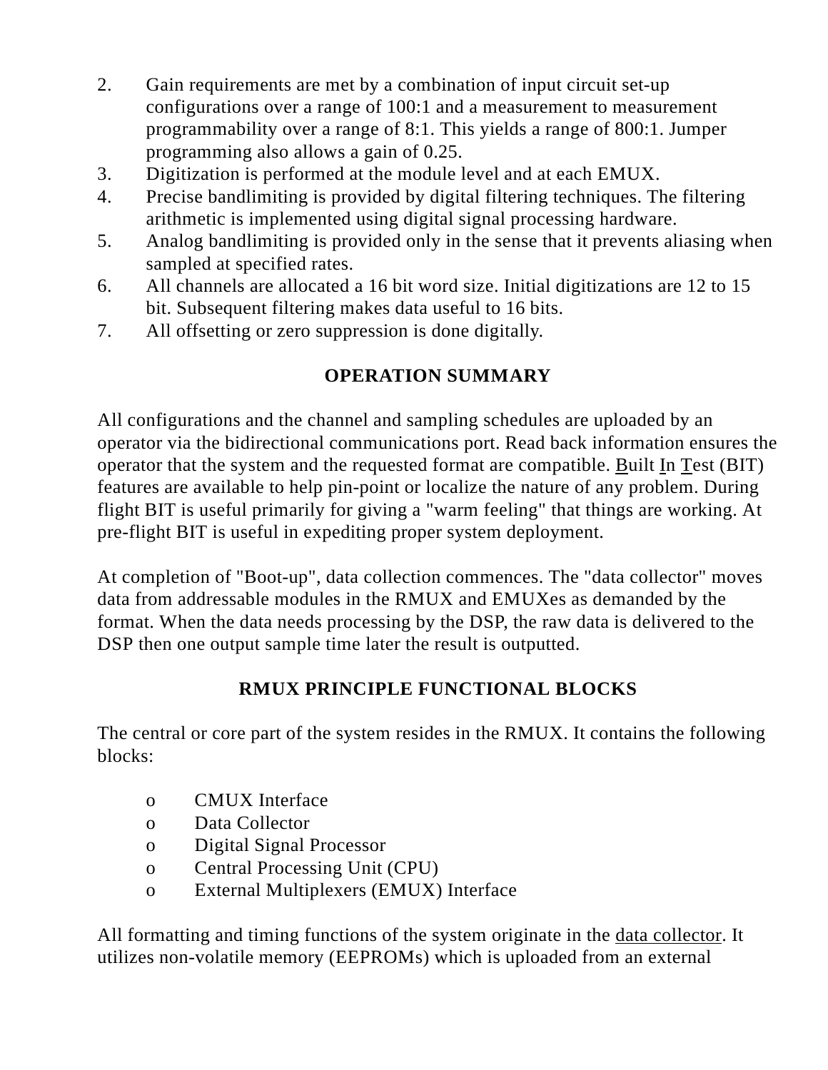2. Gain requirements are met by a combination of input circuit set-up configurations over a range of 100:1 and a measurement to measurement programmability over a range of 8:1. This yields a range of 800:1. Jumper programming also allows a gain of 0.25.
3. Digitization is performed at the module level and at each EMUX.
4. Precise bandlimiting is provided by digital filtering techniques. The filtering arithmetic is implemented using digital signal processing hardware.
5. Analog bandlimiting is provided only in the sense that it prevents aliasing when sampled at specified rates.
6. All channels are allocated a 16 bit word size. Initial digitizations are 12 to 15 bit. Subsequent filtering makes data useful to 16 bits.
7. All offsetting or zero suppression is done digitally.

## OPERATION SUMMARY

All configurations and the channel and sampling schedules are uploaded by an operator via the bidirectional communications port. Read back information ensures the operator that the system and the requested format are compatible. Built In Test (BIT) features are available to help pin-point or localize the nature of any problem. During flight BIT is useful primarily for giving a "warm feeling" that things are working. At pre-flight BIT is useful in expediting proper system deployment.

At completion of "Boot-up", data collection commences. The "data collector" moves data from addressable modules in the RMUX and EMUXes as demanded by the format. When the data needs processing by the DSP, the raw data is delivered to the DSP then one output sample time later the result is outputted.

## RMUX PRINCIPLE FUNCTIONAL BLOCKS

The central or core part of the system resides in the RMUX. It contains the following blocks:

- CMUX Interface
- Data Collector
- Digital Signal Processor
- Central Processing Unit (CPU)
- External Multiplexers (EMUX) Interface

All formatting and timing functions of the system originate in the data collector. It utilizes non-volatile memory (EEPROMs) which is uploaded from an external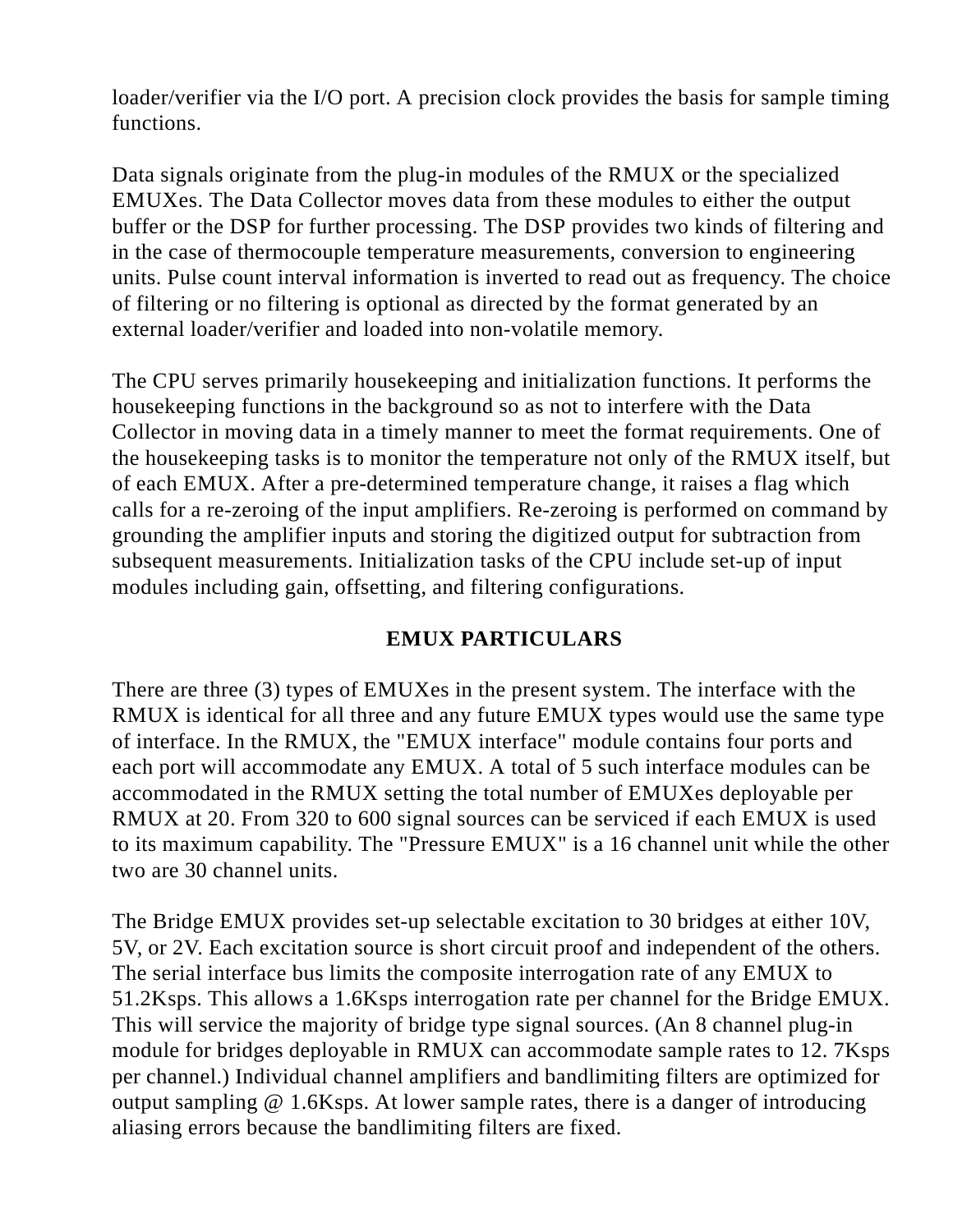loader/verifier via the I/O port. A precision clock provides the basis for sample timing functions.

Data signals originate from the plug-in modules of the RMUX or the specialized EMUXes. The Data Collector moves data from these modules to either the output buffer or the DSP for further processing. The DSP provides two kinds of filtering and in the case of thermocouple temperature measurements, conversion to engineering units. Pulse count interval information is inverted to read out as frequency. The choice of filtering or no filtering is optional as directed by the format generated by an external loader/verifier and loaded into non-volatile memory.

The CPU serves primarily housekeeping and initialization functions. It performs the housekeeping functions in the background so as not to interfere with the Data Collector in moving data in a timely manner to meet the format requirements. One of the housekeeping tasks is to monitor the temperature not only of the RMUX itself, but of each EMUX. After a pre-determined temperature change, it raises a flag which calls for a re-zeroing of the input amplifiers. Re-zeroing is performed on command by grounding the amplifier inputs and storing the digitized output for subtraction from subsequent measurements. Initialization tasks of the CPU include set-up of input modules including gain, offsetting, and filtering configurations.

## EMUX PARTICULARS

There are three (3) types of EMUXes in the present system. The interface with the RMUX is identical for all three and any future EMUX types would use the same type of interface. In the RMUX, the "EMUX interface" module contains four ports and each port will accommodate any EMUX. A total of 5 such interface modules can be accommodated in the RMUX setting the total number of EMUXes deployable per RMUX at 20. From 320 to 600 signal sources can be serviced if each EMUX is used to its maximum capability. The "Pressure EMUX" is a 16 channel unit while the other two are 30 channel units.

The Bridge EMUX provides set-up selectable excitation to 30 bridges at either 10V, 5V, or 2V. Each excitation source is short circuit proof and independent of the others. The serial interface bus limits the composite interrogation rate of any EMUX to 51.2Ksps. This allows a 1.6Ksps interrogation rate per channel for the Bridge EMUX. This will service the majority of bridge type signal sources. (An 8 channel plug-in module for bridges deployable in RMUX can accommodate sample rates to 12. 7Ksps per channel.) Individual channel amplifiers and bandlimiting filters are optimized for output sampling @ 1.6Ksps. At lower sample rates, there is a danger of introducing aliasing errors because the bandlimiting filters are fixed.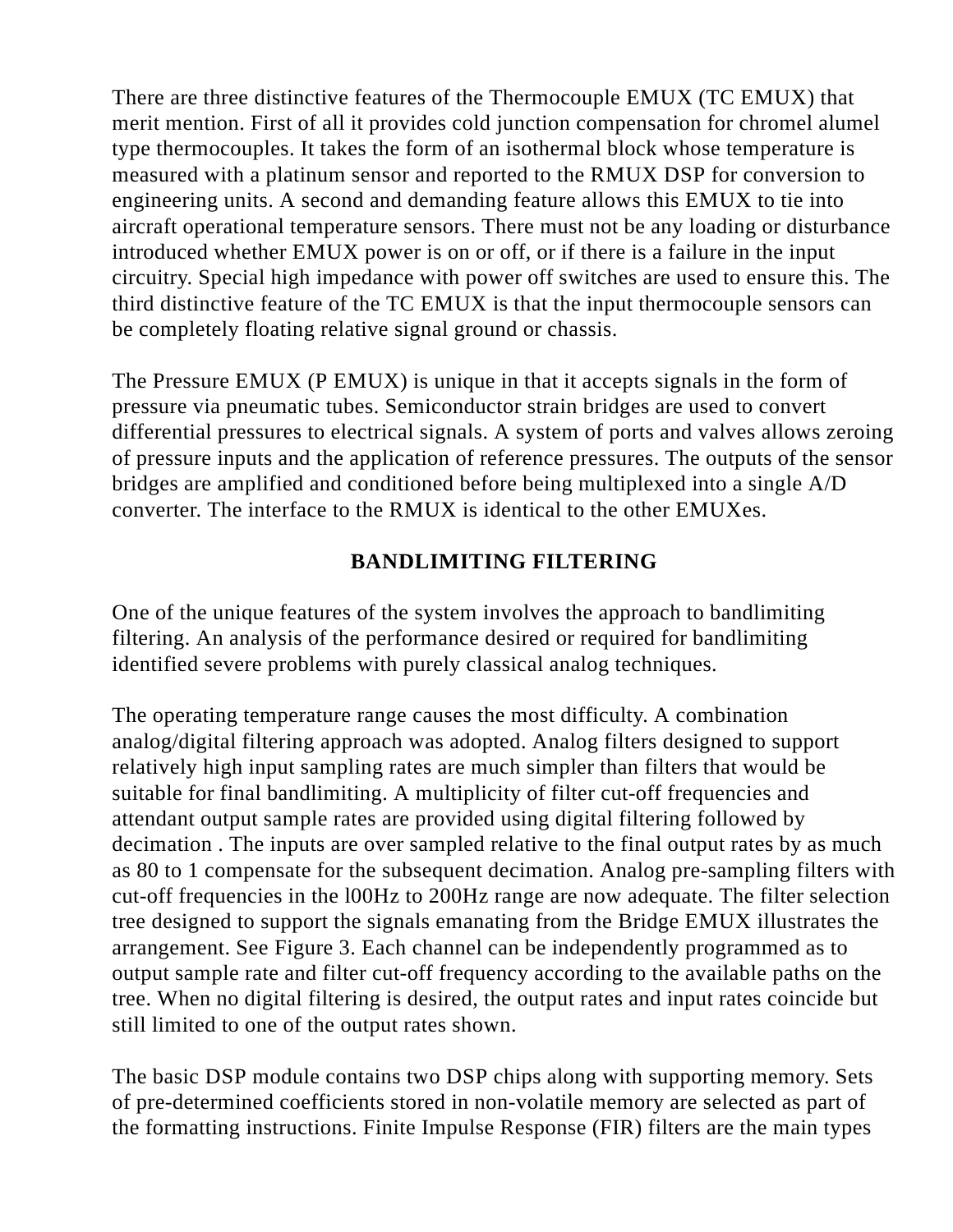There are three distinctive features of the Thermocouple EMUX (TC EMUX) that merit mention. First of all it provides cold junction compensation for chromel alumel type thermocouples. It takes the form of an isothermal block whose temperature is measured with a platinum sensor and reported to the RMUX DSP for conversion to engineering units. A second and demanding feature allows this EMUX to tie into aircraft operational temperature sensors. There must not be any loading or disturbance introduced whether EMUX power is on or off, or if there is a failure in the input circuitry. Special high impedance with power off switches are used to ensure this. The third distinctive feature of the TC EMUX is that the input thermocouple sensors can be completely floating relative signal ground or chassis.

The Pressure EMUX (P EMUX) is unique in that it accepts signals in the form of pressure via pneumatic tubes. Semiconductor strain bridges are used to convert differential pressures to electrical signals. A system of ports and valves allows zeroing of pressure inputs and the application of reference pressures. The outputs of the sensor bridges are amplified and conditioned before being multiplexed into a single A/D converter. The interface to the RMUX is identical to the other EMUXes.

## BANDLIMITING FILTERING

One of the unique features of the system involves the approach to bandlimiting filtering. An analysis of the performance desired or required for bandlimiting identified severe problems with purely classical analog techniques.

The operating temperature range causes the most difficulty. A combination analog/digital filtering approach was adopted. Analog filters designed to support relatively high input sampling rates are much simpler than filters that would be suitable for final bandlimiting. A multiplicity of filter cut-off frequencies and attendant output sample rates are provided using digital filtering followed by decimation . The inputs are over sampled relative to the final output rates by as much as 80 to 1 compensate for the subsequent decimation. Analog pre-sampling filters with cut-off frequencies in the l00Hz to 200Hz range are now adequate. The filter selection tree designed to support the signals emanating from the Bridge EMUX illustrates the arrangement. See Figure 3. Each channel can be independently programmed as to output sample rate and filter cut-off frequency according to the available paths on the tree. When no digital filtering is desired, the output rates and input rates coincide but still limited to one of the output rates shown.

The basic DSP module contains two DSP chips along with supporting memory. Sets of pre-determined coefficients stored in non-volatile memory are selected as part of the formatting instructions. Finite Impulse Response (FIR) filters are the main types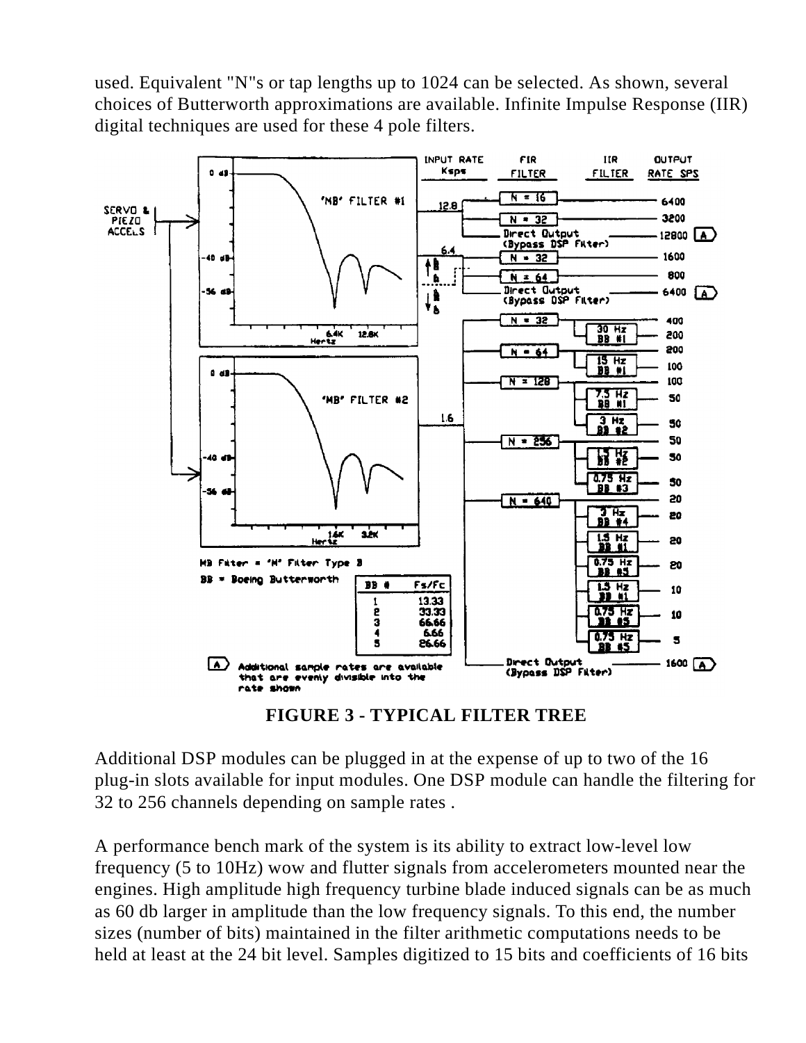used. Equivalent "N"s or tap lengths up to 1024 can be selected. As shown, several choices of Butterworth approximations are available. Infinite Impulse Response (IIR) digital techniques are used for these 4 pole filters.

**FIGURE 3 - TYPICAL FILTER TREE**

Additional DSP modules can be plugged in at the expense of up to two of the 16 plug-in slots available for input modules. One DSP module can handle the filtering for 32 to 256 channels depending on sample rates .

A performance bench mark of the system is its ability to extract low-level low frequency (5 to 10Hz) wow and flutter signals from accelerometers mounted near the engines. High amplitude high frequency turbine blade induced signals can be as much as 60 db larger in amplitude than the low frequency signals. To this end, the number sizes (number of bits) maintained in the filter arithmetic computations needs to be held at least at the 24 bit level. Samples digitized to 15 bits and coefficients of 16 bits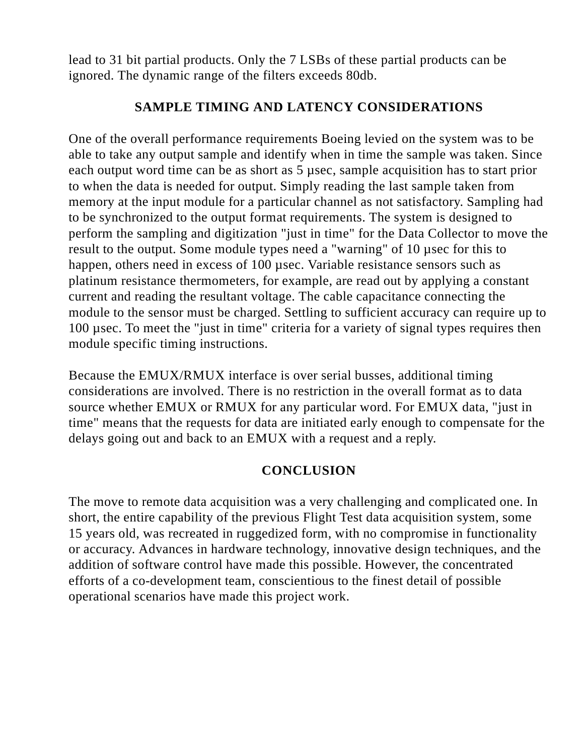lead to 31 bit partial products. Only the 7 LSBs of these partial products can be ignored. The dynamic range of the filters exceeds 80db.

## SAMPLE TIMING AND LATENCY CONSIDERATIONS

One of the overall performance requirements Boeing levied on the system was to be able to take any output sample and identify when in time the sample was taken. Since each output word time can be as short as 5 µsec, sample acquisition has to start prior to when the data is needed for output. Simply reading the last sample taken from memory at the input module for a particular channel as not satisfactory. Sampling had to be synchronized to the output format requirements. The system is designed to perform the sampling and digitization "just in time" for the Data Collector to move the result to the output. Some module types need a "warning" of 10 µsec for this to happen, others need in excess of 100 µsec. Variable resistance sensors such as platinum resistance thermometers, for example, are read out by applying a constant current and reading the resultant voltage. The cable capacitance connecting the module to the sensor must be charged. Settling to sufficient accuracy can require up to 100 µsec. To meet the "just in time" criteria for a variety of signal types requires then module specific timing instructions.

Because the EMUX/RMUX interface is over serial busses, additional timing considerations are involved. There is no restriction in the overall format as to data source whether EMUX or RMUX for any particular word. For EMUX data, "just in time" means that the requests for data are initiated early enough to compensate for the delays going out and back to an EMUX with a request and a reply.

## CONCLUSION

The move to remote data acquisition was a very challenging and complicated one. In short, the entire capability of the previous Flight Test data acquisition system, some 15 years old, was recreated in ruggedized form, with no compromise in functionality or accuracy. Advances in hardware technology, innovative design techniques, and the addition of software control have made this possible. However, the concentrated efforts of a co-development team, conscientious to the finest detail of possible operational scenarios have made this project work.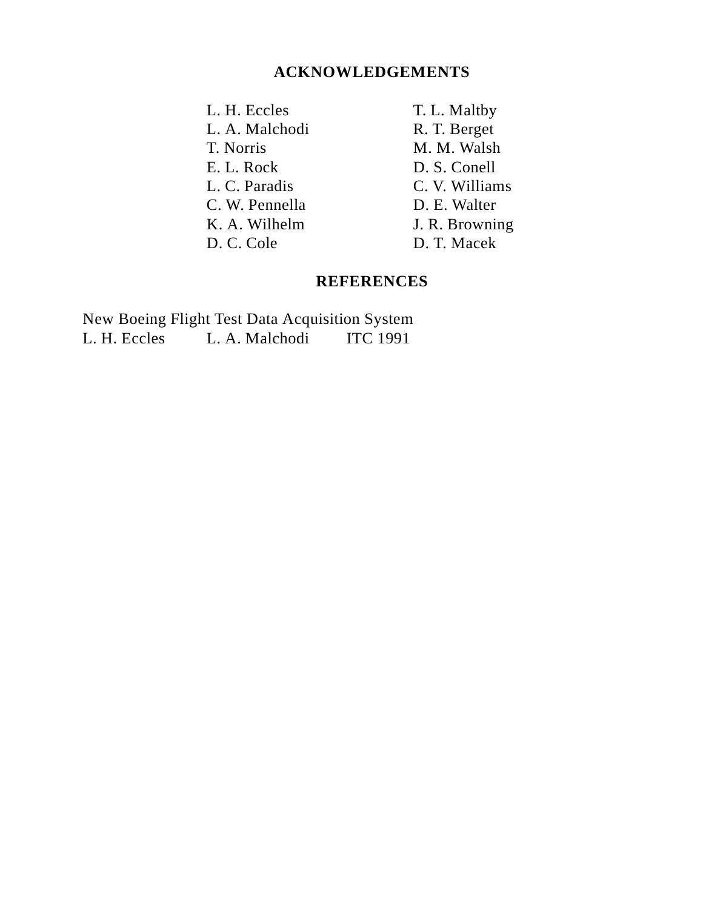## ACKNOWLEDGEMENTS

L. H. Eccles
L. A. Malchodi
T. Norris
E. L. Rock
L. C. Paradis
C. W. Pennella
K. A. Wilhelm
D. C. Cole
T. L. Maltby
R. T. Berget
M. M. Walsh
D. S. Conell
C. V. Williams
D. E. Walter
J. R. Browning
D. T. Macek

## REFERENCES

New Boeing Flight Test Data Acquisition System
L. H. Eccles L. A. Malchodi ITC 1991